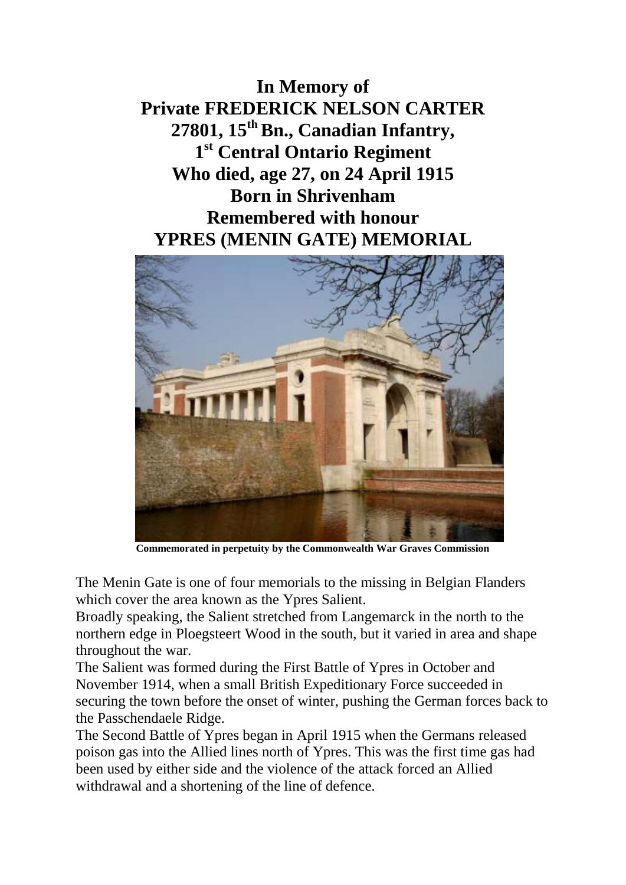# In Memory of
# Private FREDERICK NELSON CARTER
# 27801, 15th Bn., Canadian Infantry,
# 1st Central Ontario Regiment
# Who died, age 27, on 24 April 1915
# Born in Shrivenham
# Remembered with honour
# YPRES (MENIN GATE) MEMORIAL

**Commemorated in perpetuity by the Commonwealth War Graves Commission**

The Menin Gate is one of four memorials to the missing in Belgian Flanders which cover the area known as the Ypres Salient.

Broadly speaking, the Salient stretched from Langemarck in the north to the northern edge in Ploegsteert Wood in the south, but it varied in area and shape throughout the war.

The Salient was formed during the First Battle of Ypres in October and November 1914, when a small British Expeditionary Force succeeded in securing the town before the onset of winter, pushing the German forces back to the Passchendaele Ridge.

The Second Battle of Ypres began in April 1915 when the Germans released poison gas into the Allied lines north of Ypres. This was the first time gas had been used by either side and the violence of the attack forced an Allied withdrawal and a shortening of the line of defence.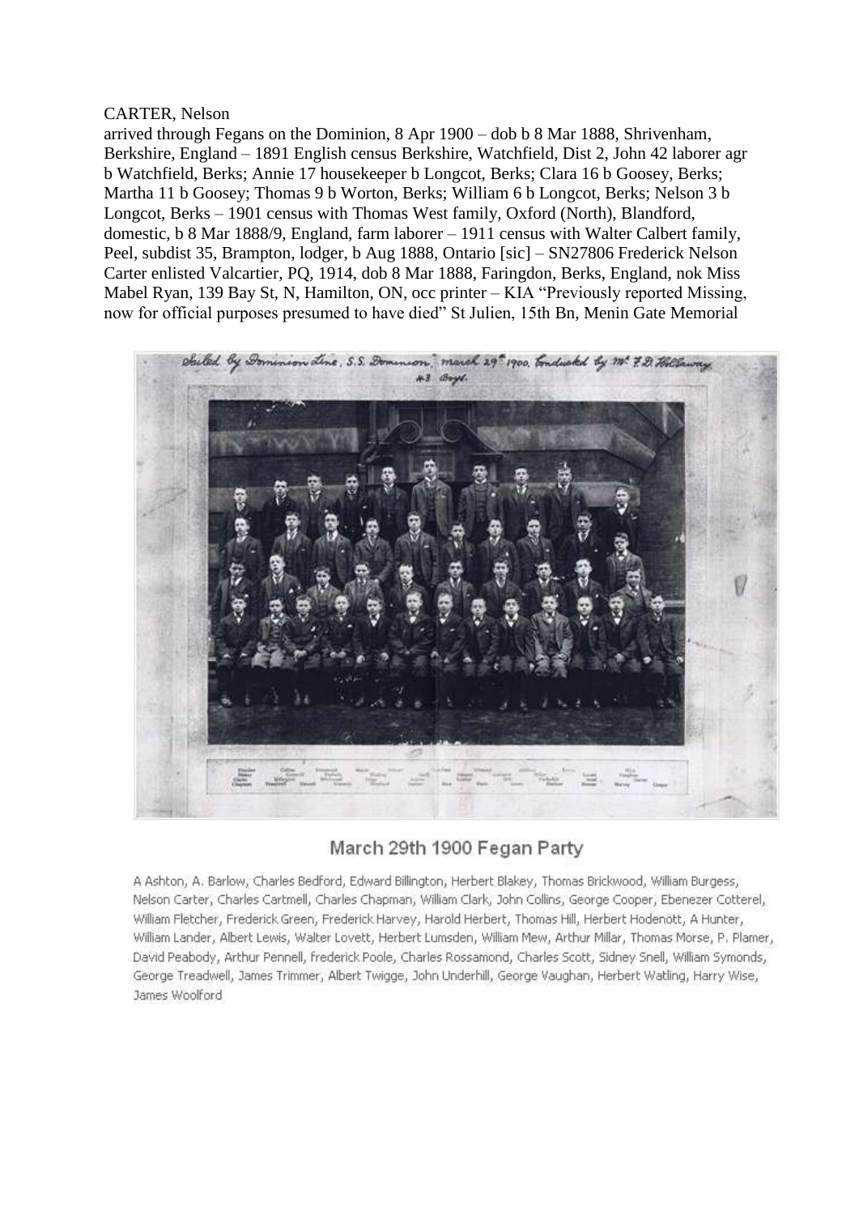CARTER, Nelson

arrived through Fegans on the Dominion, 8 Apr 1900 – dob b 8 Mar 1888, Shrivenham, Berkshire, England – 1891 English census Berkshire, Watchfield, Dist 2, John 42 laborer agr b Watchfield, Berks; Annie 17 housekeeper b Longcot, Berks; Clara 16 b Goosey, Berks; Martha 11 b Goosey; Thomas 9 b Worton, Berks; William 6 b Longcot, Berks; Nelson 3 b Longcot, Berks – 1901 census with Thomas West family, Oxford (North), Blandford, domestic, b 8 Mar 1888/9, England, farm laborer – 1911 census with Walter Calbert family, Peel, subdist 35, Brampton, lodger, b Aug 1888, Ontario [sic] – SN27806 Frederick Nelson Carter enlisted Valcartier, PQ, 1914, dob 8 Mar 1888, Faringdon, Berks, England, nok Miss Mabel Ryan, 139 Bay St, N, Hamilton, ON, occ printer – KIA "Previously reported Missing, now for official purposes presumed to have died" St Julien, 15th Bn, Menin Gate Memorial

Sailed by Dominion Line, S.S. Dominion, march 29th 1900, conducted by Mr. F.D. Holloway. 43 Boys.

## March 29th 1900 Fegan Party

A Ashton, A. Barlow, Charles Bedford, Edward Billington, Herbert Blakey, Thomas Brickwood, William Burgess, Nelson Carter, Charles Cartmell, Charles Chapman, William Clark, John Collins, George Cooper, Ebenezer Cotterel, William Fletcher, Frederick Green, Frederick Harvey, Harold Herbert, Thomas Hill, Herbert Hodenott, A Hunter, William Lander, Albert Lewis, Walter Lovett, Herbert Lumsden, William Mew, Arthur Millar, Thomas Morse, P. Plamer, David Peabody, Arthur Pennell, frederick Poole, Charles Rossamond, Charles Scott, Sidney Snell, William Symonds, George Treadwell, James Trimmer, Albert Twigge, John Underhill, George Vaughan, Herbert Watling, Harry Wise, James Woolford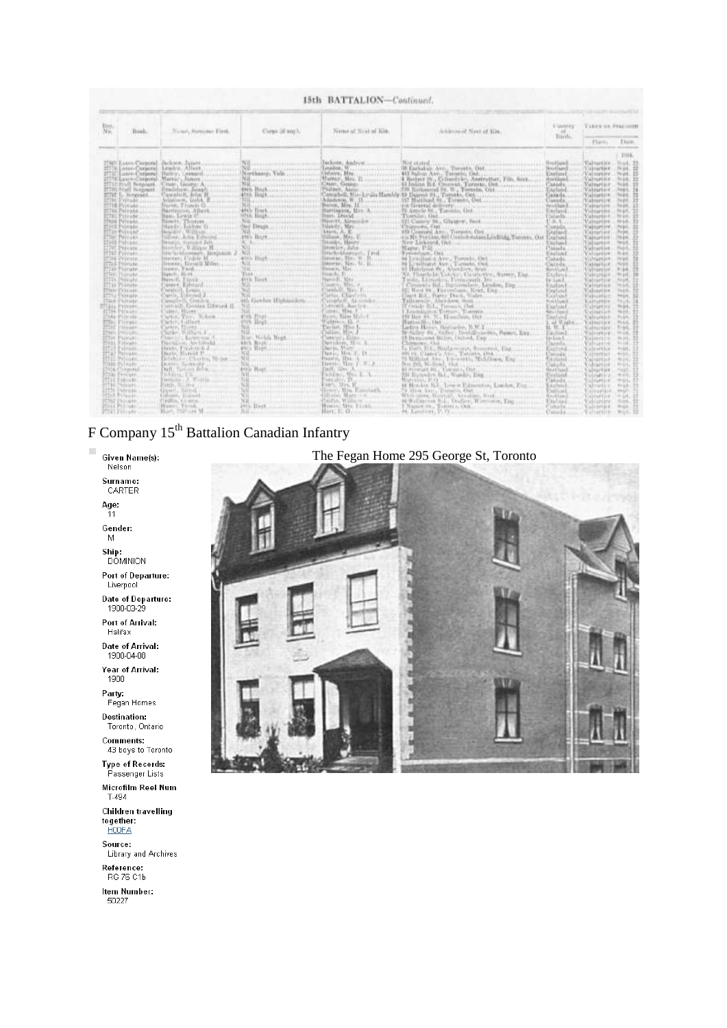15th BATTALION—Continued.

| Reg. No. | Rank. | Name, Surname First. | Corps (if any). | Name of Next of Kin. | Address of Next of Kin. | Country of Birth. | Taken on Strength | |
|---|---|---|---|---|---|---|---|---|
| | | | | | | | Place. | Date. |

F Company 15th Battalion Canadian Infantry

The Fegan Home 295 George St, Toronto

**Given Name(s):**
Nelson

**Surname:**
CARTER

**Age:**
11

**Gender:**
M

**Ship:**
DOMINION

**Port of Departure:**
Liverpool

**Date of Departure:**
1900-03-29

**Port of Arrival:**
Halifax

**Date of Arrival:**
1900-04-08

**Year of Arrival:**
1900

**Party:**
Fegan Homes

**Destination:**
Toronto, Ontario

**Comments:**
43 boys to Toronto

**Type of Records:**
Passenger Lists

**Microfilm Reel Num**
T-494

**Children travelling together:**
HCOFA

**Source:**
Library and Archives

**Reference:**
RG 76 C1b

**Item Number:**
50227